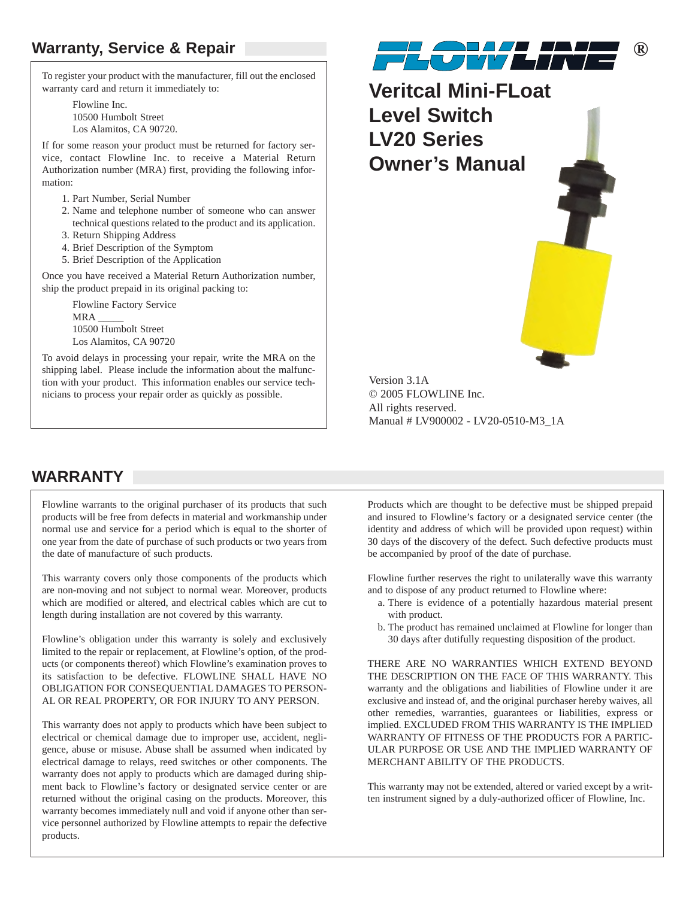## Warranty, Service & Repair

To register your product with the manufacturer, fill out the enclosed warranty card and return it immediately to:

Flowline Inc.
10500 Humbolt Street
Los Alamitos, CA 90720.

If for some reason your product must be returned for factory service, contact Flowline Inc. to receive a Material Return Authorization number (MRA) first, providing the following information:

1. Part Number, Serial Number
2. Name and telephone number of someone who can answer technical questions related to the product and its application.
3. Return Shipping Address
4. Brief Description of the Symptom
5. Brief Description of the Application

Once you have received a Material Return Authorization number, ship the product prepaid in its original packing to:

Flowline Factory Service
MRA _____
10500 Humbolt Street
Los Alamitos, CA 90720

To avoid delays in processing your repair, write the MRA on the shipping label. Please include the information about the malfunction with your product. This information enables our service technicians to process your repair order as quickly as possible.

FLOWLINE®

# Veritcal Mini-FLoat Level Switch LV20 Series Owner's Manual

Version 3.1A
© 2005 FLOWLINE Inc.
All rights reserved.
Manual # LV900002 - LV20-0510-M3_1A

## WARRANTY

Flowline warrants to the original purchaser of its products that such products will be free from defects in material and workmanship under normal use and service for a period which is equal to the shorter of one year from the date of purchase of such products or two years from the date of manufacture of such products.

This warranty covers only those components of the products which are non-moving and not subject to normal wear. Moreover, products which are modified or altered, and electrical cables which are cut to length during installation are not covered by this warranty.

Flowline's obligation under this warranty is solely and exclusively limited to the repair or replacement, at Flowline's option, of the products (or components thereof) which Flowline's examination proves to its satisfaction to be defective. FLOWLINE SHALL HAVE NO OBLIGATION FOR CONSEQUENTIAL DAMAGES TO PERSONAL OR REAL PROPERTY, OR FOR INJURY TO ANY PERSON.

This warranty does not apply to products which have been subject to electrical or chemical damage due to improper use, accident, negligence, abuse or misuse. Abuse shall be assumed when indicated by electrical damage to relays, reed switches or other components. The warranty does not apply to products which are damaged during shipment back to Flowline's factory or designated service center or are returned without the original casing on the products. Moreover, this warranty becomes immediately null and void if anyone other than service personnel authorized by Flowline attempts to repair the defective products.

Products which are thought to be defective must be shipped prepaid and insured to Flowline's factory or a designated service center (the identity and address of which will be provided upon request) within 30 days of the discovery of the defect. Such defective products must be accompanied by proof of the date of purchase.

Flowline further reserves the right to unilaterally wave this warranty and to dispose of any product returned to Flowline where:

a. There is evidence of a potentially hazardous material present with product.
b. The product has remained unclaimed at Flowline for longer than 30 days after dutifully requesting disposition of the product.

THERE ARE NO WARRANTIES WHICH EXTEND BEYOND THE DESCRIPTION ON THE FACE OF THIS WARRANTY. This warranty and the obligations and liabilities of Flowline under it are exclusive and instead of, and the original purchaser hereby waives, all other remedies, warranties, guarantees or liabilities, express or implied. EXCLUDED FROM THIS WARRANTY IS THE IMPLIED WARRANTY OF FITNESS OF THE PRODUCTS FOR A PARTICULAR PURPOSE OR USE AND THE IMPLIED WARRANTY OF MERCHANT ABILITY OF THE PRODUCTS.

This warranty may not be extended, altered or varied except by a written instrument signed by a duly-authorized officer of Flowline, Inc.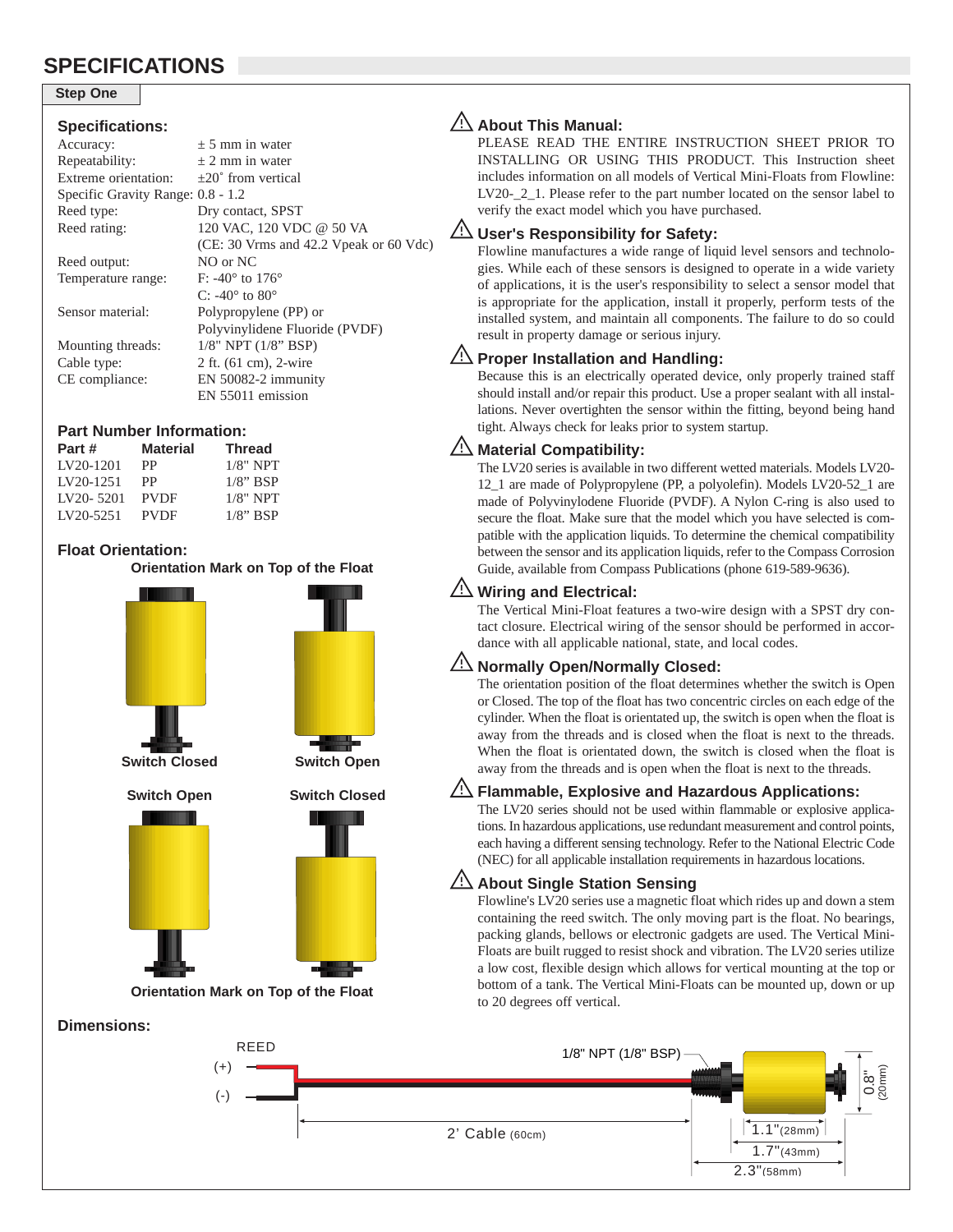# SPECIFICATIONS

**Step One**

### Specifications:

| | |
|---|---|
| Accuracy: | ± 5 mm in water |
| Repeatability: | ± 2 mm in water |
| Extreme orientation: | ±20˚ from vertical |
| Specific Gravity Range: | 0.8 - 1.2 |
| Reed type: | Dry contact, SPST |
| Reed rating: | 120 VAC, 120 VDC @ 50 VA<br>(CE: 30 Vrms and 42.2 Vpeak or 60 Vdc) |
| Reed output: | NO or NC |
| Temperature range: | F: -40° to 176°<br>C: -40° to 80° |
| Sensor material: | Polypropylene (PP) or<br>Polyvinylidene Fluoride (PVDF) |
| Mounting threads: | 1/8" NPT (1/8" BSP) |
| Cable type: | 2 ft. (61 cm), 2-wire |
| CE compliance: | EN 50082-2 immunity<br>EN 55011 emission |

### Part Number Information:

| Part # | Material | Thread |
|---|---|---|
| LV20-1201 | PP | 1/8" NPT |
| LV20-1251 | PP | 1/8" BSP |
| LV20- 5201 | PVDF | 1/8" NPT |
| LV20-5251 | PVDF | 1/8" BSP |

### Float Orientation:

Orientation Mark on Top of the Float

Switch Closed

Switch Open

Switch Open

Switch Closed

Orientation Mark on Top of the Float

### Dimensions:

REED

(+)

(-)

1/8" NPT (1/8" BSP)

2' Cable (60cm)

0.8" (20mm)

1.1"(28mm)

1.7"(43mm)

2.3"(58mm)

### ⚠ About This Manual:

PLEASE READ THE ENTIRE INSTRUCTION SHEET PRIOR TO INSTALLING OR USING THIS PRODUCT. This Instruction sheet includes information on all models of Vertical Mini-Floats from Flowline: LV20-_2_1. Please refer to the part number located on the sensor label to verify the exact model which you have purchased.

### ⚠ User's Responsibility for Safety:

Flowline manufactures a wide range of liquid level sensors and technologies. While each of these sensors is designed to operate in a wide variety of applications, it is the user's responsibility to select a sensor model that is appropriate for the application, install it properly, perform tests of the installed system, and maintain all components. The failure to do so could result in property damage or serious injury.

### ⚠ Proper Installation and Handling:

Because this is an electrically operated device, only properly trained staff should install and/or repair this product. Use a proper sealant with all installations. Never overtighten the sensor within the fitting, beyond being hand tight. Always check for leaks prior to system startup.

### ⚠ Material Compatibility:

The LV20 series is available in two different wetted materials. Models LV20-12_1 are made of Polypropylene (PP, a polyolefin). Models LV20-52_1 are made of Polyvinylodene Fluoride (PVDF). A Nylon C-ring is also used to secure the float. Make sure that the model which you have selected is compatible with the application liquids. To determine the chemical compatibility between the sensor and its application liquids, refer to the Compass Corrosion Guide, available from Compass Publications (phone 619-589-9636).

### ⚠ Wiring and Electrical:

The Vertical Mini-Float features a two-wire design with a SPST dry contact closure. Electrical wiring of the sensor should be performed in accordance with all applicable national, state, and local codes.

### ⚠ Normally Open/Normally Closed:

The orientation position of the float determines whether the switch is Open or Closed. The top of the float has two concentric circles on each edge of the cylinder. When the float is orientated up, the switch is open when the float is away from the threads and is closed when the float is next to the threads. When the float is orientated down, the switch is closed when the float is away from the threads and is open when the float is next to the threads.

### ⚠ Flammable, Explosive and Hazardous Applications:

The LV20 series should not be used within flammable or explosive applications. In hazardous applications, use redundant measurement and control points, each having a different sensing technology. Refer to the National Electric Code (NEC) for all applicable installation requirements in hazardous locations.

### ⚠ About Single Station Sensing

Flowline's LV20 series use a magnetic float which rides up and down a stem containing the reed switch. The only moving part is the float. No bearings, packing glands, bellows or electronic gadgets are used. The Vertical Mini-Floats are built rugged to resist shock and vibration. The LV20 series utilize a low cost, flexible design which allows for vertical mounting at the top or bottom of a tank. The Vertical Mini-Floats can be mounted up, down or up to 20 degrees off vertical.